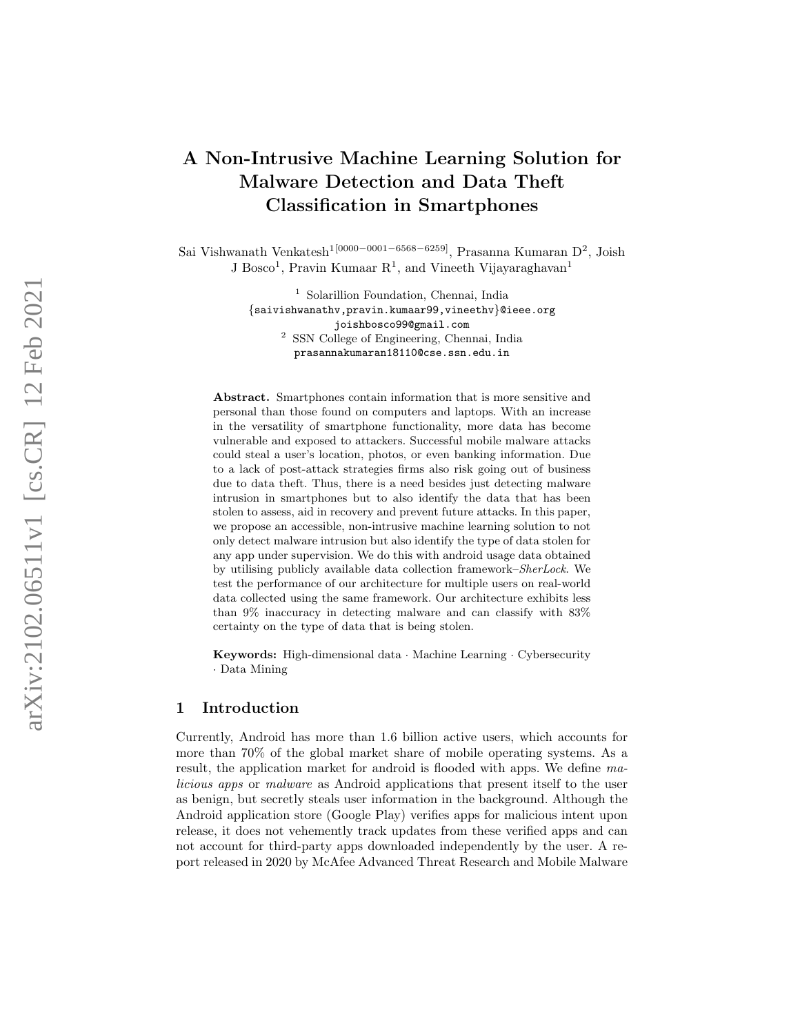# A Non-Intrusive Machine Learning Solution for Malware Detection and Data Theft Classification in Smartphones

Sai Vishwanath Venkatesh[1[0000−0001−6568−6259]], Prasanna Kumaran D[2], Joish J Bosco[1], Pravin Kumaar R[1], and Vineeth Vijayaraghavan[1]

[1] Solarillion Foundation, Chennai, India
{saivishwanathv,pravin.kumaar99,vineethv}@ieee.org
joishbosco99@gmail.com
[2] SSN College of Engineering, Chennai, India
prasannakumaran18110@cse.ssn.edu.in

**Abstract.** Smartphones contain information that is more sensitive and personal than those found on computers and laptops. With an increase in the versatility of smartphone functionality, more data has become vulnerable and exposed to attackers. Successful mobile malware attacks could steal a user's location, photos, or even banking information. Due to a lack of post-attack strategies firms also risk going out of business due to data theft. Thus, there is a need besides just detecting malware intrusion in smartphones but to also identify the data that has been stolen to assess, aid in recovery and prevent future attacks. In this paper, we propose an accessible, non-intrusive machine learning solution to not only detect malware intrusion but also identify the type of data stolen for any app under supervision. We do this with android usage data obtained by utilising publicly available data collection framework–*SherLock*. We test the performance of our architecture for multiple users on real-world data collected using the same framework. Our architecture exhibits less than 9% inaccuracy in detecting malware and can classify with 83% certainty on the type of data that is being stolen.

**Keywords:** High-dimensional data · Machine Learning · Cybersecurity · Data Mining

## 1 Introduction

Currently, Android has more than 1.6 billion active users, which accounts for more than 70% of the global market share of mobile operating systems. As a result, the application market for android is flooded with apps. We define *malicious apps* or *malware* as Android applications that present itself to the user as benign, but secretly steals user information in the background. Although the Android application store (Google Play) verifies apps for malicious intent upon release, it does not vehemently track updates from these verified apps and can not account for third-party apps downloaded independently by the user. A report released in 2020 by McAfee Advanced Threat Research and Mobile Malware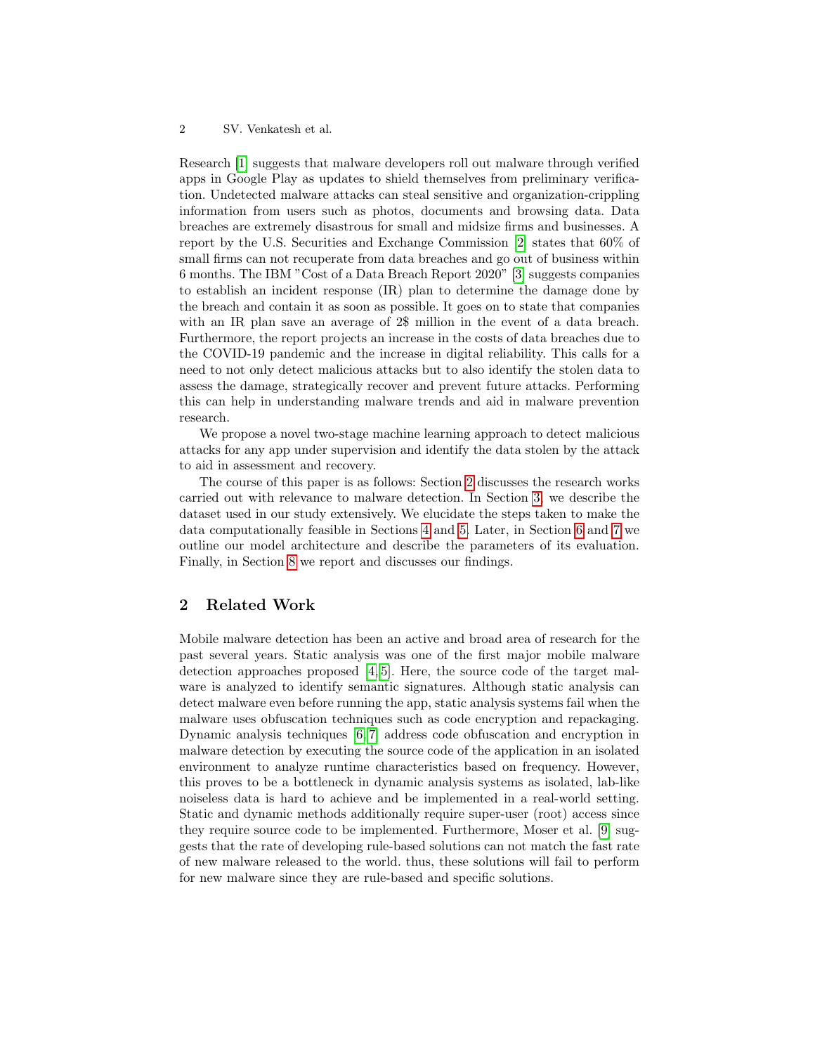Research [1] suggests that malware developers roll out malware through verified apps in Google Play as updates to shield themselves from preliminary verification. Undetected malware attacks can steal sensitive and organization-crippling information from users such as photos, documents and browsing data. Data breaches are extremely disastrous for small and midsize firms and businesses. A report by the U.S. Securities and Exchange Commission [2] states that 60% of small firms can not recuperate from data breaches and go out of business within 6 months. The IBM "Cost of a Data Breach Report 2020" [3] suggests companies to establish an incident response (IR) plan to determine the damage done by the breach and contain it as soon as possible. It goes on to state that companies with an IR plan save an average of 2$ million in the event of a data breach. Furthermore, the report projects an increase in the costs of data breaches due to the COVID-19 pandemic and the increase in digital reliability. This calls for a need to not only detect malicious attacks but to also identify the stolen data to assess the damage, strategically recover and prevent future attacks. Performing this can help in understanding malware trends and aid in malware prevention research.

We propose a novel two-stage machine learning approach to detect malicious attacks for any app under supervision and identify the data stolen by the attack to aid in assessment and recovery.

The course of this paper is as follows: Section 2 discusses the research works carried out with relevance to malware detection. In Section 3, we describe the dataset used in our study extensively. We elucidate the steps taken to make the data computationally feasible in Sections 4 and 5. Later, in Section 6 and 7 we outline our model architecture and describe the parameters of its evaluation. Finally, in Section 8 we report and discusses our findings.

## 2 Related Work

Mobile malware detection has been an active and broad area of research for the past several years. Static analysis was one of the first major mobile malware detection approaches proposed [4,5]. Here, the source code of the target malware is analyzed to identify semantic signatures. Although static analysis can detect malware even before running the app, static analysis systems fail when the malware uses obfuscation techniques such as code encryption and repackaging. Dynamic analysis techniques [6,7] address code obfuscation and encryption in malware detection by executing the source code of the application in an isolated environment to analyze runtime characteristics based on frequency. However, this proves to be a bottleneck in dynamic analysis systems as isolated, lab-like noiseless data is hard to achieve and be implemented in a real-world setting. Static and dynamic methods additionally require super-user (root) access since they require source code to be implemented. Furthermore, Moser et al. [9] suggests that the rate of developing rule-based solutions can not match the fast rate of new malware released to the world. thus, these solutions will fail to perform for new malware since they are rule-based and specific solutions.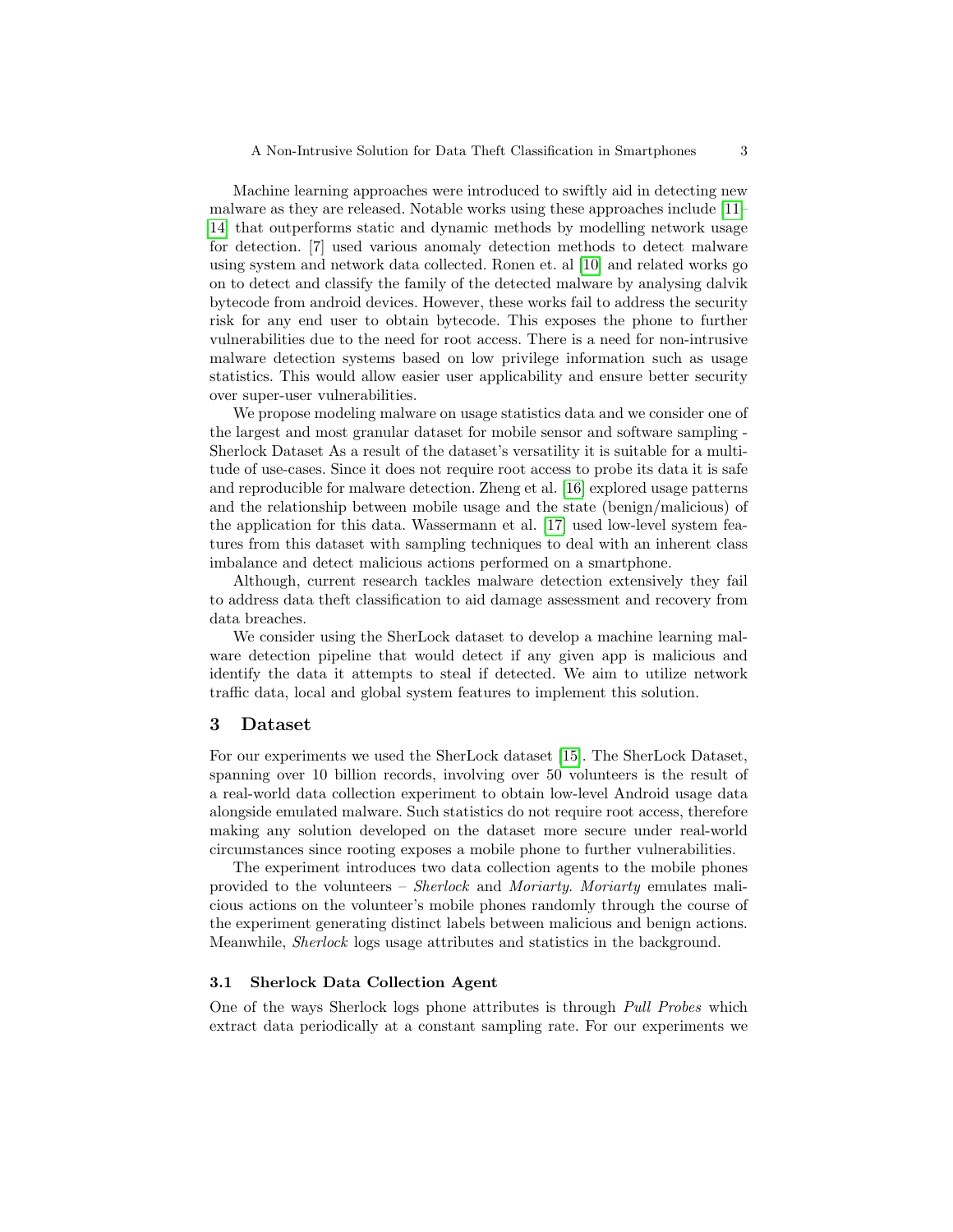Machine learning approaches were introduced to swiftly aid in detecting new malware as they are released. Notable works using these approaches include [11]–[14] that outperforms static and dynamic methods by modelling network usage for detection. [7] used various anomaly detection methods to detect malware using system and network data collected. Ronen et. al [10] and related works go on to detect and classify the family of the detected malware by analysing dalvik bytecode from android devices. However, these works fail to address the security risk for any end user to obtain bytecode. This exposes the phone to further vulnerabilities due to the need for root access. There is a need for non-intrusive malware detection systems based on low privilege information such as usage statistics. This would allow easier user applicability and ensure better security over super-user vulnerabilities.

We propose modeling malware on usage statistics data and we consider one of the largest and most granular dataset for mobile sensor and software sampling - Sherlock Dataset As a result of the dataset's versatility it is suitable for a multitude of use-cases. Since it does not require root access to probe its data it is safe and reproducible for malware detection. Zheng et al. [16] explored usage patterns and the relationship between mobile usage and the state (benign/malicious) of the application for this data. Wassermann et al. [17] used low-level system features from this dataset with sampling techniques to deal with an inherent class imbalance and detect malicious actions performed on a smartphone.

Although, current research tackles malware detection extensively they fail to address data theft classification to aid damage assessment and recovery from data breaches.

We consider using the SherLock dataset to develop a machine learning malware detection pipeline that would detect if any given app is malicious and identify the data it attempts to steal if detected. We aim to utilize network traffic data, local and global system features to implement this solution.

## 3 Dataset

For our experiments we used the SherLock dataset [15]. The SherLock Dataset, spanning over 10 billion records, involving over 50 volunteers is the result of a real-world data collection experiment to obtain low-level Android usage data alongside emulated malware. Such statistics do not require root access, therefore making any solution developed on the dataset more secure under real-world circumstances since rooting exposes a mobile phone to further vulnerabilities.

The experiment introduces two data collection agents to the mobile phones provided to the volunteers – *Sherlock* and *Moriarty*. *Moriarty* emulates malicious actions on the volunteer's mobile phones randomly through the course of the experiment generating distinct labels between malicious and benign actions. Meanwhile, *Sherlock* logs usage attributes and statistics in the background.

### 3.1 Sherlock Data Collection Agent

One of the ways Sherlock logs phone attributes is through *Pull Probes* which extract data periodically at a constant sampling rate. For our experiments we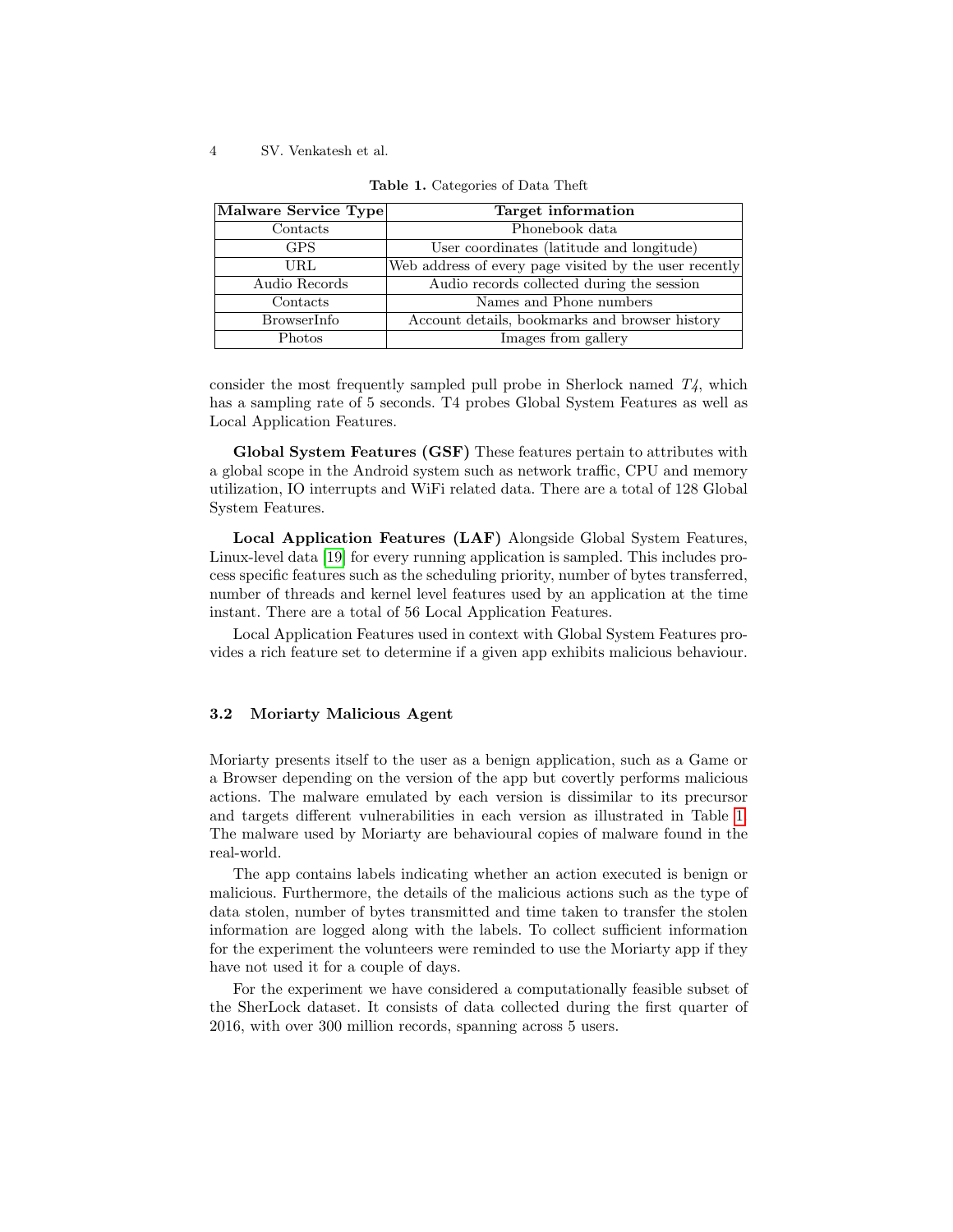**Table 1.** Categories of Data Theft

| Malware Service Type | Target information |
| --- | --- |
| Contacts | Phonebook data |
| GPS | User coordinates (latitude and longitude) |
| URL | Web address of every page visited by the user recently |
| Audio Records | Audio records collected during the session |
| Contacts | Names and Phone numbers |
| BrowserInfo | Account details, bookmarks and browser history |
| Photos | Images from gallery |

consider the most frequently sampled pull probe in Sherlock named *T4*, which has a sampling rate of 5 seconds. T4 probes Global System Features as well as Local Application Features.

**Global System Features (GSF)** These features pertain to attributes with a global scope in the Android system such as network traffic, CPU and memory utilization, IO interrupts and WiFi related data. There are a total of 128 Global System Features.

**Local Application Features (LAF)** Alongside Global System Features, Linux-level data [19] for every running application is sampled. This includes process specific features such as the scheduling priority, number of bytes transferred, number of threads and kernel level features used by an application at the time instant. There are a total of 56 Local Application Features.

Local Application Features used in context with Global System Features provides a rich feature set to determine if a given app exhibits malicious behaviour.

### 3.2 Moriarty Malicious Agent

Moriarty presents itself to the user as a benign application, such as a Game or a Browser depending on the version of the app but covertly performs malicious actions. The malware emulated by each version is dissimilar to its precursor and targets different vulnerabilities in each version as illustrated in Table 1. The malware used by Moriarty are behavioural copies of malware found in the real-world.

The app contains labels indicating whether an action executed is benign or malicious. Furthermore, the details of the malicious actions such as the type of data stolen, number of bytes transmitted and time taken to transfer the stolen information are logged along with the labels. To collect sufficient information for the experiment the volunteers were reminded to use the Moriarty app if they have not used it for a couple of days.

For the experiment we have considered a computationally feasible subset of the SherLock dataset. It consists of data collected during the first quarter of 2016, with over 300 million records, spanning across 5 users.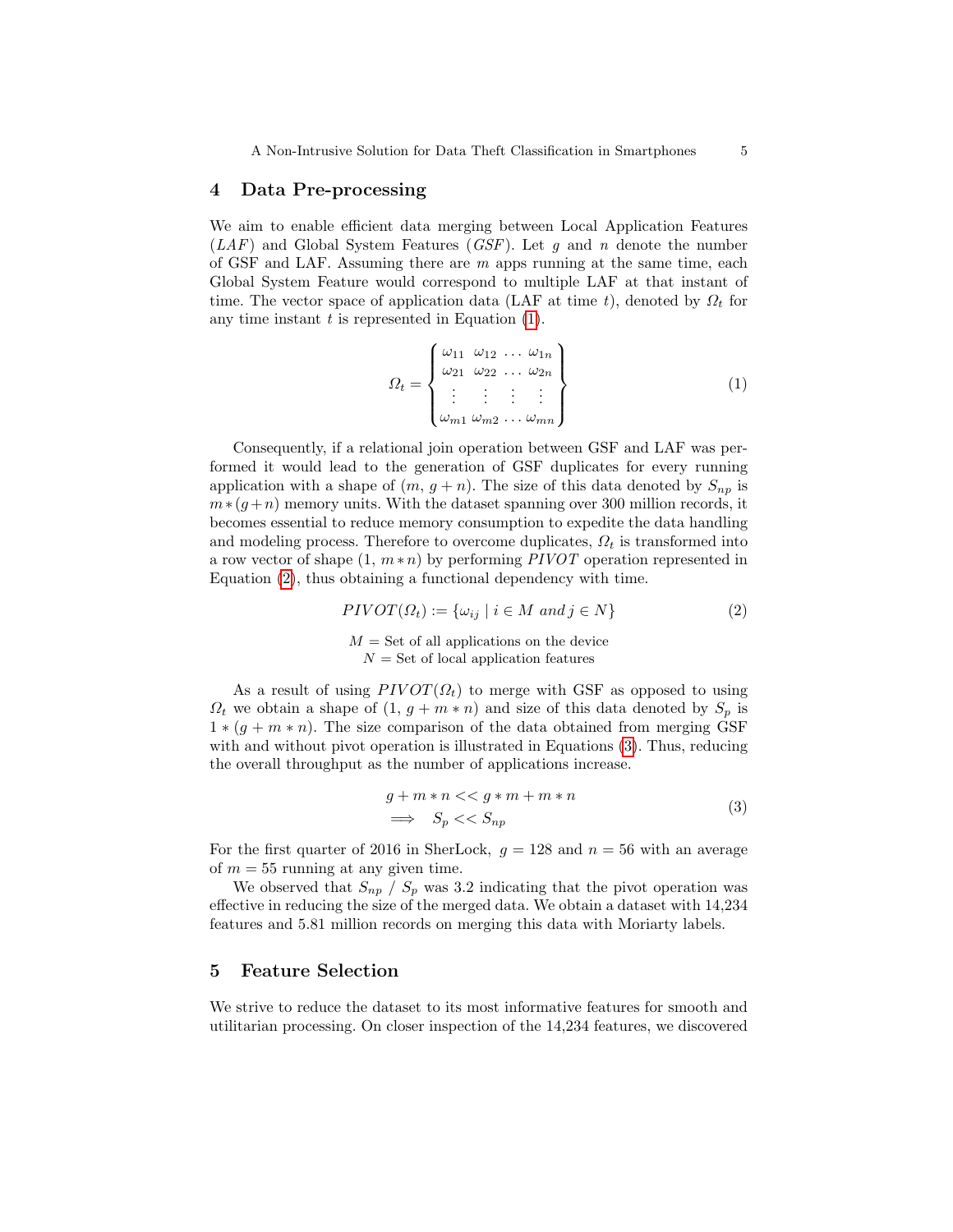## 4 Data Pre-processing

We aim to enable efficient data merging between Local Application Features (*LAF*) and Global System Features (*GSF*). Let $g$ and $n$ denote the number of GSF and LAF. Assuming there are $m$ apps running at the same time, each Global System Feature would correspond to multiple LAF at that instant of time. The vector space of application data (LAF at time $t$), denoted by $\Omega_t$ for any time instant $t$ is represented in Equation (1).

$$\Omega_t = \begin{Bmatrix} \omega_{11} & \omega_{12} & \dots & \omega_{1n} \\ \omega_{21} & \omega_{22} & \dots & \omega_{2n} \\ \vdots & \vdots & \vdots & \vdots \\ \omega_{m1} & \omega_{m2} & \dots & \omega_{mn} \end{Bmatrix} \tag{1}$$

Consequently, if a relational join operation between GSF and LAF was performed it would lead to the generation of GSF duplicates for every running application with a shape of $(m,\, g+n)$. The size of this data denoted by $S_{np}$ is $m*(g+n)$ memory units. With the dataset spanning over 300 million records, it becomes essential to reduce memory consumption to expedite the data handling and modeling process. Therefore to overcome duplicates, $\Omega_t$ is transformed into a row vector of shape $(1,\, m*n)$ by performing *PIVOT* operation represented in Equation (2), thus obtaining a functional dependency with time.

$$PIVOT(\Omega_t) := \{\omega_{ij} \mid i \in M \ and\, j \in N\} \tag{2}$$

$$M = \text{Set of all applications on the device}$$
$$N = \text{Set of local application features}$$

As a result of using $PIVOT(\Omega_t)$ to merge with GSF as opposed to using $\Omega_t$ we obtain a shape of $(1,\, g+m*n)$ and size of this data denoted by $S_p$ is $1*(g+m*n)$. The size comparison of the data obtained from merging GSF with and without pivot operation is illustrated in Equations (3). Thus, reducing the overall throughput as the number of applications increase.

$$\begin{aligned} & g + m*n << g*m + m*n \\ \implies \quad & S_p << S_{np} \end{aligned} \tag{3}$$

For the first quarter of 2016 in SherLock, $g = 128$ and $n = 56$ with an average of $m = 55$ running at any given time.

We observed that $S_{np} \,/\, S_p$ was 3.2 indicating that the pivot operation was effective in reducing the size of the merged data. We obtain a dataset with 14,234 features and 5.81 million records on merging this data with Moriarty labels.

## 5 Feature Selection

We strive to reduce the dataset to its most informative features for smooth and utilitarian processing. On closer inspection of the 14,234 features, we discovered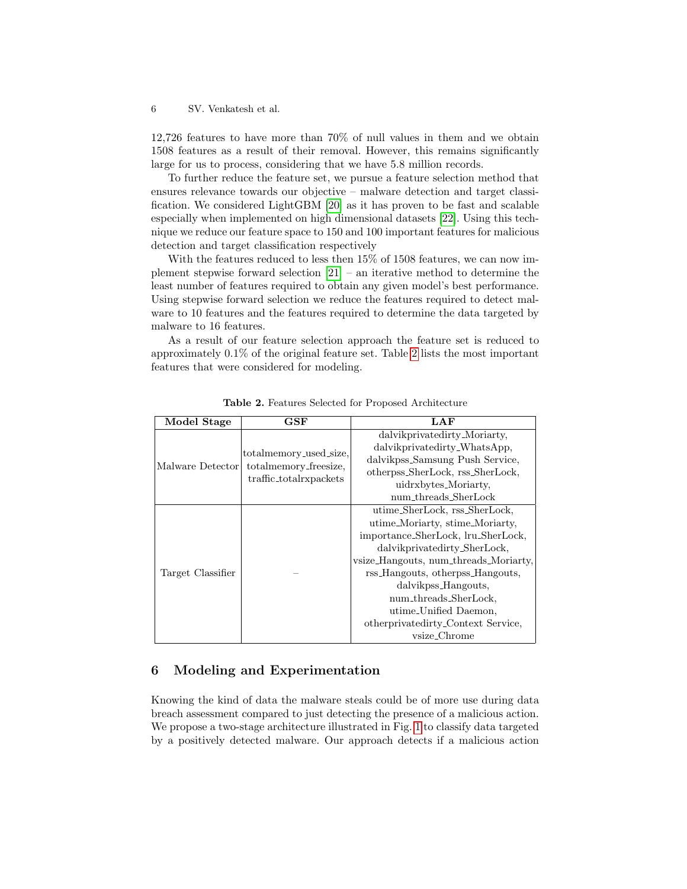12,726 features to have more than 70% of null values in them and we obtain 1508 features as a result of their removal. However, this remains significantly large for us to process, considering that we have 5.8 million records.

To further reduce the feature set, we pursue a feature selection method that ensures relevance towards our objective – malware detection and target classification. We considered LightGBM [20] as it has proven to be fast and scalable especially when implemented on high dimensional datasets [22]. Using this technique we reduce our feature space to 150 and 100 important features for malicious detection and target classification respectively

With the features reduced to less then 15% of 1508 features, we can now implement stepwise forward selection [21] – an iterative method to determine the least number of features required to obtain any given model's best performance. Using stepwise forward selection we reduce the features required to detect malware to 10 features and the features required to determine the data targeted by malware to 16 features.

As a result of our feature selection approach the feature set is reduced to approximately 0.1% of the original feature set. Table 2 lists the most important features that were considered for modeling.

**Table 2.** Features Selected for Proposed Architecture

| Model Stage | GSF | LAF |
|---|---|---|
| Malware Detector | totalmemory_used_size, totalmemory_freesize, traffic_totalrxpackets | dalvikprivatedirty_Moriarty, dalvikprivatedirty_WhatsApp, dalvikpss_Samsung Push Service, otherpss_SherLock, rss_SherLock, uidrxbytes_Moriarty, num_threads_SherLock |
| Target Classifier | – | utime_SherLock, rss_SherLock, utime_Moriarty, stime_Moriarty, importance_SherLock, lru_SherLock, dalvikprivatedirty_SherLock, vsize_Hangouts, num_threads_Moriarty, rss_Hangouts, otherpss_Hangouts, dalvikpss_Hangouts, num_threads_SherLock, utime_Unified Daemon, otherprivatedirty_Context Service, vsize_Chrome |

## 6 Modeling and Experimentation

Knowing the kind of data the malware steals could be of more use during data breach assessment compared to just detecting the presence of a malicious action. We propose a two-stage architecture illustrated in Fig. 1 to classify data targeted by a positively detected malware. Our approach detects if a malicious action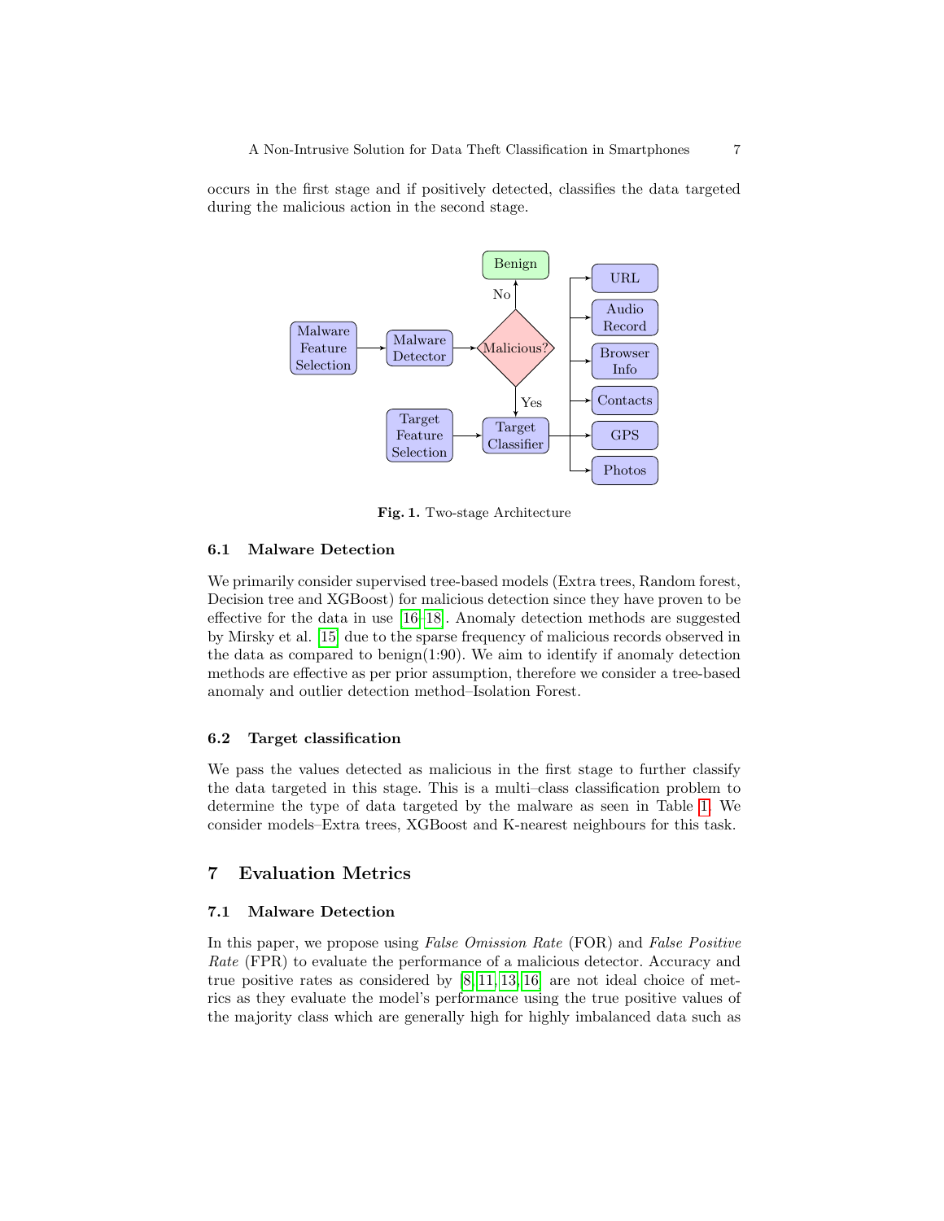occurs in the first stage and if positively detected, classifies the data targeted during the malicious action in the second stage.

**Fig. 1.** Two-stage Architecture

### 6.1 Malware Detection

We primarily consider supervised tree-based models (Extra trees, Random forest, Decision tree and XGBoost) for malicious detection since they have proven to be effective for the data in use [16–18]. Anomaly detection methods are suggested by Mirsky et al. [15] due to the sparse frequency of malicious records observed in the data as compared to benign(1:90). We aim to identify if anomaly detection methods are effective as per prior assumption, therefore we consider a tree-based anomaly and outlier detection method–Isolation Forest.

### 6.2 Target classification

We pass the values detected as malicious in the first stage to further classify the data targeted in this stage. This is a multi–class classification problem to determine the type of data targeted by the malware as seen in Table 1. We consider models–Extra trees, XGBoost and K-nearest neighbours for this task.

## 7 Evaluation Metrics

### 7.1 Malware Detection

In this paper, we propose using *False Omission Rate* (FOR) and *False Positive Rate* (FPR) to evaluate the performance of a malicious detector. Accuracy and true positive rates as considered by [8, 11, 13, 16] are not ideal choice of metrics as they evaluate the model's performance using the true positive values of the majority class which are generally high for highly imbalanced data such as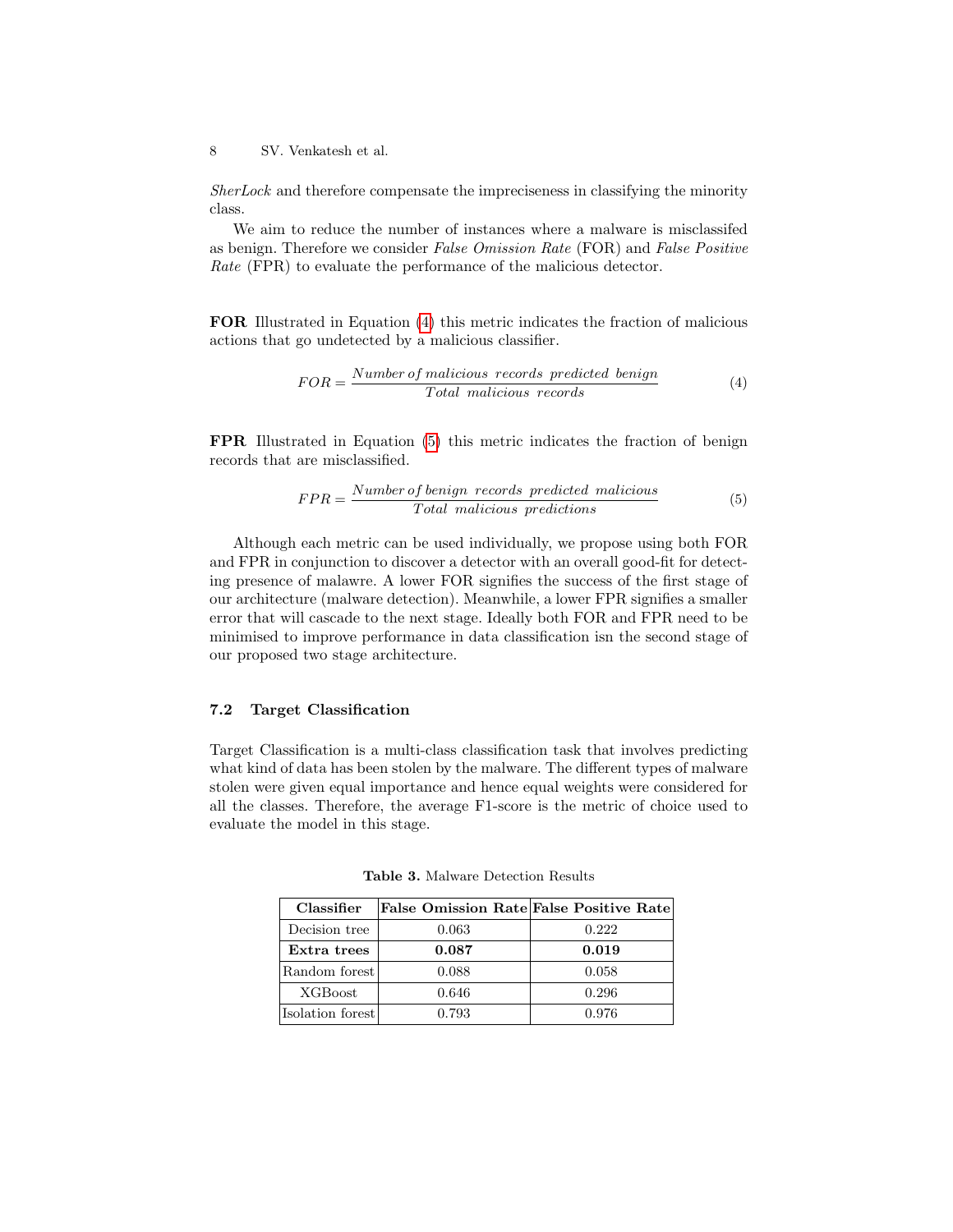*SherLock* and therefore compensate the impreciseness in classifying the minority class.

We aim to reduce the number of instances where a malware is misclassifed as benign. Therefore we consider *False Omission Rate* (FOR) and *False Positive Rate* (FPR) to evaluate the performance of the malicious detector.

**FOR** Illustrated in Equation (4) this metric indicates the fraction of malicious actions that go undetected by a malicious classifier.

$$FOR = \frac{Number\, of\, malicious\;\; records\;\; predicted\;\; benign}{Total\;\; malicious\;\; records} \tag{4}$$

**FPR** Illustrated in Equation (5) this metric indicates the fraction of benign records that are misclassified.

$$FPR = \frac{Number\, of\, benign\;\; records\;\; predicted\;\; malicious}{Total\;\; malicious\;\; predictions} \tag{5}$$

Although each metric can be used individually, we propose using both FOR and FPR in conjunction to discover a detector with an overall good-fit for detecting presence of malawre. A lower FOR signifies the success of the first stage of our architecture (malware detection). Meanwhile, a lower FPR signifies a smaller error that will cascade to the next stage. Ideally both FOR and FPR need to be minimised to improve performance in data classification isn the second stage of our proposed two stage architecture.

### 7.2 Target Classification

Target Classification is a multi-class classification task that involves predicting what kind of data has been stolen by the malware. The different types of malware stolen were given equal importance and hence equal weights were considered for all the classes. Therefore, the average F1-score is the metric of choice used to evaluate the model in this stage.

**Table 3.** Malware Detection Results

| Classifier | False Omission Rate | False Positive Rate |
|---|---|---|
| Decision tree | 0.063 | 0.222 |
| **Extra trees** | **0.087** | **0.019** |
| Random forest | 0.088 | 0.058 |
| XGBoost | 0.646 | 0.296 |
| Isolation forest | 0.793 | 0.976 |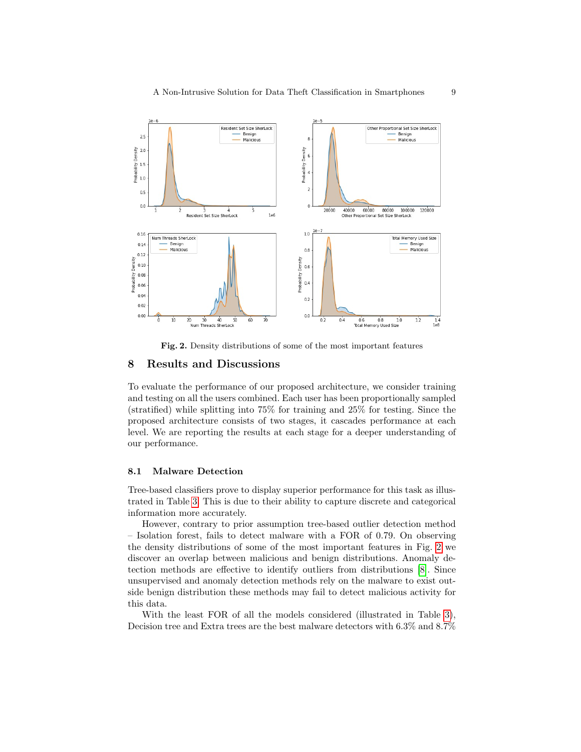Fig. 2. Density distributions of some of the most important features

## 8 Results and Discussions

To evaluate the performance of our proposed architecture, we consider training and testing on all the users combined. Each user has been proportionally sampled (stratified) while splitting into 75% for training and 25% for testing. Since the proposed architecture consists of two stages, it cascades performance at each level. We are reporting the results at each stage for a deeper understanding of our performance.

### 8.1 Malware Detection

Tree-based classifiers prove to display superior performance for this task as illustrated in Table 3. This is due to their ability to capture discrete and categorical information more accurately.

However, contrary to prior assumption tree-based outlier detection method – Isolation forest, fails to detect malware with a FOR of 0.79. On observing the density distributions of some of the most important features in Fig. 2 we discover an overlap between malicious and benign distributions. Anomaly detection methods are effective to identify outliers from distributions [8]. Since unsupervised and anomaly detection methods rely on the malware to exist outside benign distribution these methods may fail to detect malicious activity for this data.

With the least FOR of all the models considered (illustrated in Table 3), Decision tree and Extra trees are the best malware detectors with 6.3% and 8.7%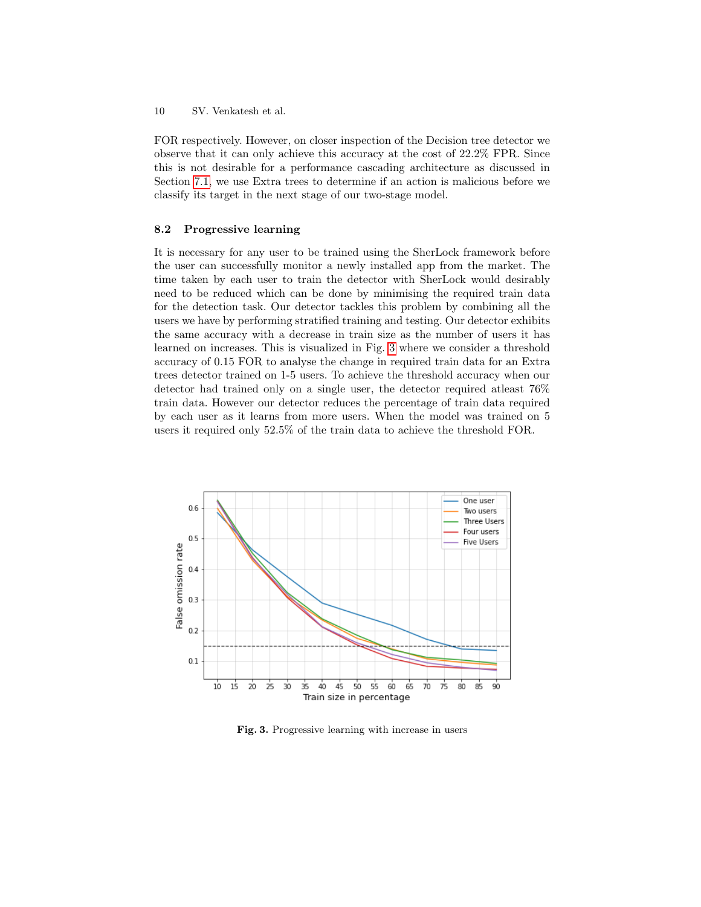FOR respectively. However, on closer inspection of the Decision tree detector we observe that it can only achieve this accuracy at the cost of 22.2% FPR. Since this is not desirable for a performance cascading architecture as discussed in Section 7.1, we use Extra trees to determine if an action is malicious before we classify its target in the next stage of our two-stage model.

### 8.2 Progressive learning

It is necessary for any user to be trained using the SherLock framework before the user can successfully monitor a newly installed app from the market. The time taken by each user to train the detector with SherLock would desirably need to be reduced which can be done by minimising the required train data for the detection task. Our detector tackles this problem by combining all the users we have by performing stratified training and testing. Our detector exhibits the same accuracy with a decrease in train size as the number of users it has learned on increases. This is visualized in Fig. 3 where we consider a threshold accuracy of 0.15 FOR to analyse the change in required train data for an Extra trees detector trained on 1-5 users. To achieve the threshold accuracy when our detector had trained only on a single user, the detector required atleast 76% train data. However our detector reduces the percentage of train data required by each user as it learns from more users. When the model was trained on 5 users it required only 52.5% of the train data to achieve the threshold FOR.

**Fig. 3.** Progressive learning with increase in users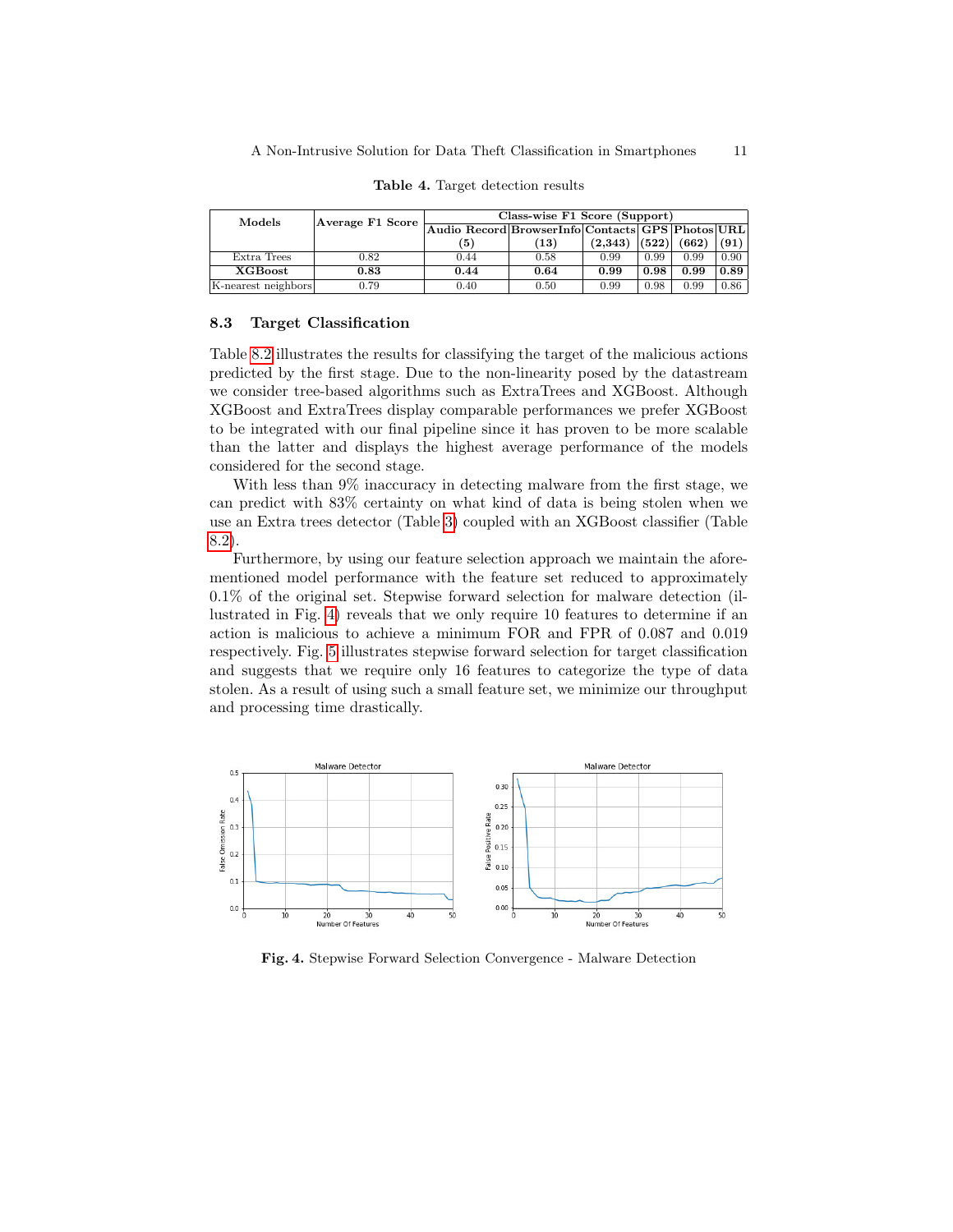**Table 4.** Target detection results

| Models | Average F1 Score | Class-wise F1 Score (Support) | | | | | |
|---|---|---|---|---|---|---|---|
| | | Audio Record (5) | BrowserInfo (13) | Contacts (2,343) | GPS (522) | Photos (662) | URL (91) |
| Extra Trees | 0.82 | 0.44 | 0.58 | 0.99 | 0.99 | 0.99 | 0.90 |
| **XGBoost** | **0.83** | **0.44** | **0.64** | **0.99** | **0.98** | **0.99** | **0.89** |
| K-nearest neighbors | 0.79 | 0.40 | 0.50 | 0.99 | 0.98 | 0.99 | 0.86 |

### 8.3 Target Classification

Table 8.2 illustrates the results for classifying the target of the malicious actions predicted by the first stage. Due to the non-linearity posed by the datastream we consider tree-based algorithms such as ExtraTrees and XGBoost. Although XGBoost and ExtraTrees display comparable performances we prefer XGBoost to be integrated with our final pipeline since it has proven to be more scalable than the latter and displays the highest average performance of the models considered for the second stage.

With less than 9% inaccuracy in detecting malware from the first stage, we can predict with 83% certainty on what kind of data is being stolen when we use an Extra trees detector (Table 3) coupled with an XGBoost classifier (Table 8.2).

Furthermore, by using our feature selection approach we maintain the aforementioned model performance with the feature set reduced to approximately 0.1% of the original set. Stepwise forward selection for malware detection (illustrated in Fig. 4) reveals that we only require 10 features to determine if an action is malicious to achieve a minimum FOR and FPR of 0.087 and 0.019 respectively. Fig. 5 illustrates stepwise forward selection for target classification and suggests that we require only 16 features to categorize the type of data stolen. As a result of using such a small feature set, we minimize our throughput and processing time drastically.

**Fig. 4.** Stepwise Forward Selection Convergence - Malware Detection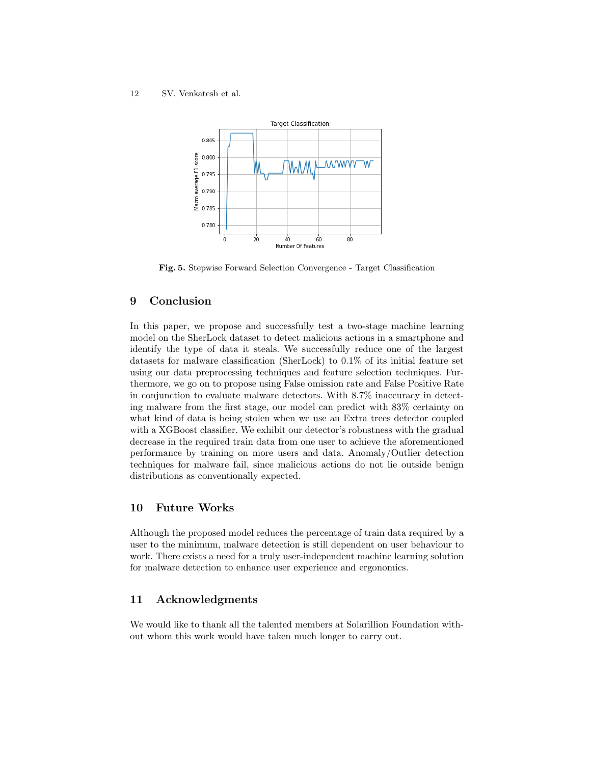**Fig. 5.** Stepwise Forward Selection Convergence - Target Classification

## 9 Conclusion

In this paper, we propose and successfully test a two-stage machine learning model on the SherLock dataset to detect malicious actions in a smartphone and identify the type of data it steals. We successfully reduce one of the largest datasets for malware classification (SherLock) to 0.1% of its initial feature set using our data preprocessing techniques and feature selection techniques. Furthermore, we go on to propose using False omission rate and False Positive Rate in conjunction to evaluate malware detectors. With 8.7% inaccuracy in detecting malware from the first stage, our model can predict with 83% certainty on what kind of data is being stolen when we use an Extra trees detector coupled with a XGBoost classifier. We exhibit our detector's robustness with the gradual decrease in the required train data from one user to achieve the aforementioned performance by training on more users and data. Anomaly/Outlier detection techniques for malware fail, since malicious actions do not lie outside benign distributions as conventionally expected.

## 10 Future Works

Although the proposed model reduces the percentage of train data required by a user to the minimum, malware detection is still dependent on user behaviour to work. There exists a need for a truly user-independent machine learning solution for malware detection to enhance user experience and ergonomics.

## 11 Acknowledgments

We would like to thank all the talented members at Solarillion Foundation without whom this work would have taken much longer to carry out.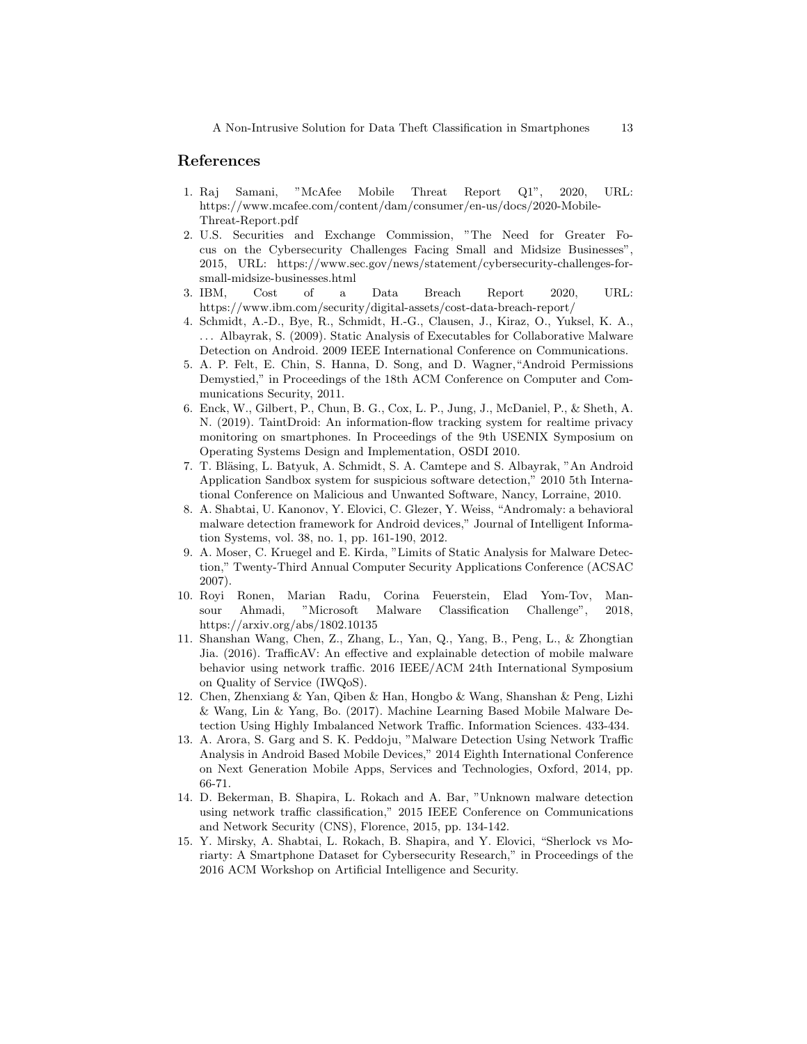## References

1. Raj Samani, "McAfee Mobile Threat Report Q1", 2020, URL: https://www.mcafee.com/content/dam/consumer/en-us/docs/2020-Mobile-Threat-Report.pdf
2. U.S. Securities and Exchange Commission, "The Need for Greater Focus on the Cybersecurity Challenges Facing Small and Midsize Businesses", 2015, URL: https://www.sec.gov/news/statement/cybersecurity-challenges-for-small-midsize-businesses.html
3. IBM, Cost of a Data Breach Report 2020, URL: https://www.ibm.com/security/digital-assets/cost-data-breach-report/
4. Schmidt, A.-D., Bye, R., Schmidt, H.-G., Clausen, J., Kiraz, O., Yuksel, K. A., ... Albayrak, S. (2009). Static Analysis of Executables for Collaborative Malware Detection on Android. 2009 IEEE International Conference on Communications.
5. A. P. Felt, E. Chin, S. Hanna, D. Song, and D. Wagner,"Android Permissions Demystied," in Proceedings of the 18th ACM Conference on Computer and Communications Security, 2011.
6. Enck, W., Gilbert, P., Chun, B. G., Cox, L. P., Jung, J., McDaniel, P., & Sheth, A. N. (2019). TaintDroid: An information-flow tracking system for realtime privacy monitoring on smartphones. In Proceedings of the 9th USENIX Symposium on Operating Systems Design and Implementation, OSDI 2010.
7. T. Bläsing, L. Batyuk, A. Schmidt, S. A. Camtepe and S. Albayrak, "An Android Application Sandbox system for suspicious software detection," 2010 5th International Conference on Malicious and Unwanted Software, Nancy, Lorraine, 2010.
8. A. Shabtai, U. Kanonov, Y. Elovici, C. Glezer, Y. Weiss, "Andromaly: a behavioral malware detection framework for Android devices," Journal of Intelligent Information Systems, vol. 38, no. 1, pp. 161-190, 2012.
9. A. Moser, C. Kruegel and E. Kirda, "Limits of Static Analysis for Malware Detection," Twenty-Third Annual Computer Security Applications Conference (ACSAC 2007).
10. Royi Ronen, Marian Radu, Corina Feuerstein, Elad Yom-Tov, Mansour Ahmadi, "Microsoft Malware Classification Challenge", 2018, https://arxiv.org/abs/1802.10135
11. Shanshan Wang, Chen, Z., Zhang, L., Yan, Q., Yang, B., Peng, L., & Zhongtian Jia. (2016). TrafficAV: An effective and explainable detection of mobile malware behavior using network traffic. 2016 IEEE/ACM 24th International Symposium on Quality of Service (IWQoS).
12. Chen, Zhenxiang & Yan, Qiben & Han, Hongbo & Wang, Shanshan & Peng, Lizhi & Wang, Lin & Yang, Bo. (2017). Machine Learning Based Mobile Malware Detection Using Highly Imbalanced Network Traffic. Information Sciences. 433-434.
13. A. Arora, S. Garg and S. K. Peddoju, "Malware Detection Using Network Traffic Analysis in Android Based Mobile Devices," 2014 Eighth International Conference on Next Generation Mobile Apps, Services and Technologies, Oxford, 2014, pp. 66-71.
14. D. Bekerman, B. Shapira, L. Rokach and A. Bar, "Unknown malware detection using network traffic classification," 2015 IEEE Conference on Communications and Network Security (CNS), Florence, 2015, pp. 134-142.
15. Y. Mirsky, A. Shabtai, L. Rokach, B. Shapira, and Y. Elovici, "Sherlock vs Moriarty: A Smartphone Dataset for Cybersecurity Research," in Proceedings of the 2016 ACM Workshop on Artificial Intelligence and Security.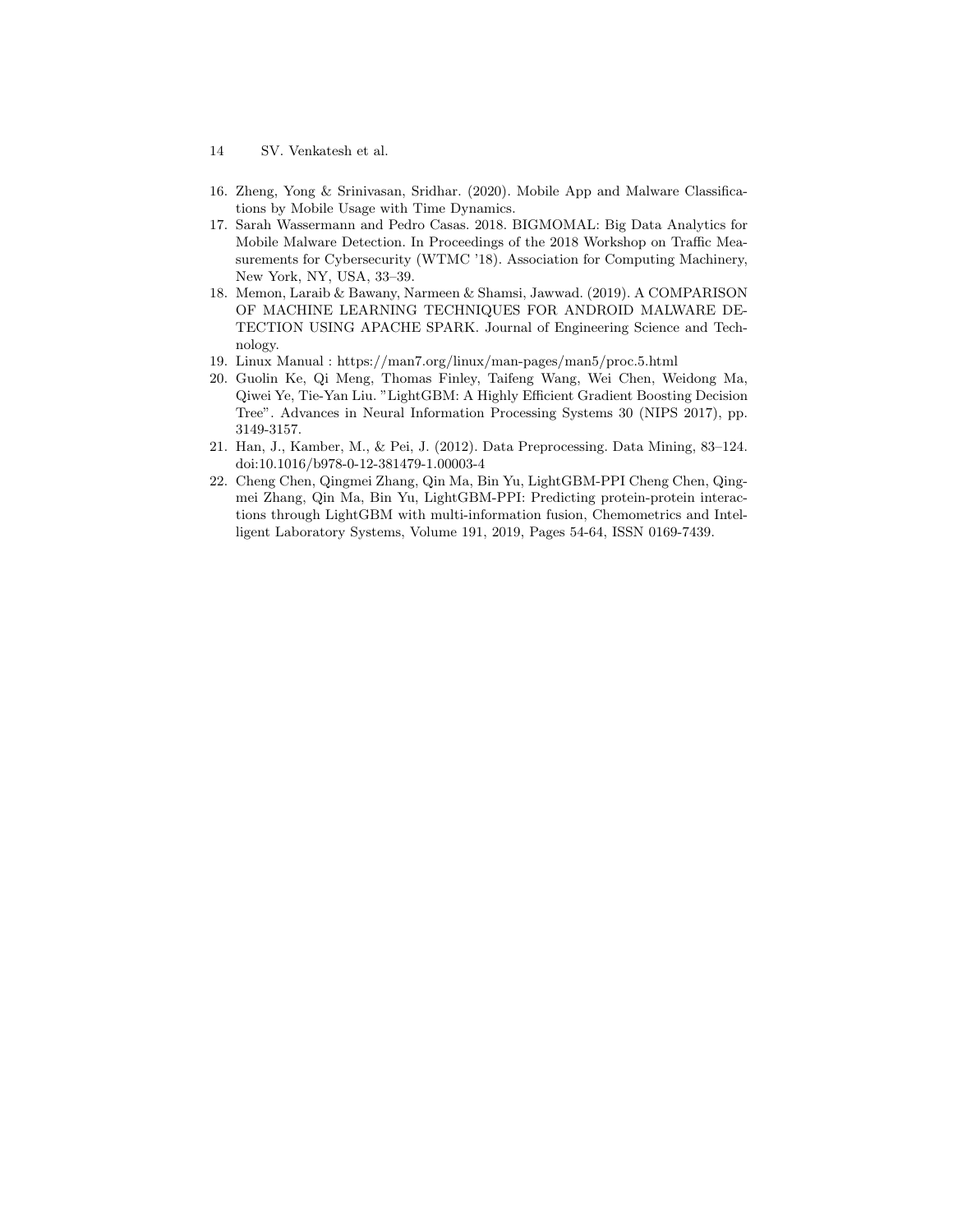16. Zheng, Yong & Srinivasan, Sridhar. (2020). Mobile App and Malware Classifications by Mobile Usage with Time Dynamics.
17. Sarah Wassermann and Pedro Casas. 2018. BIGMOMAL: Big Data Analytics for Mobile Malware Detection. In Proceedings of the 2018 Workshop on Traffic Measurements for Cybersecurity (WTMC '18). Association for Computing Machinery, New York, NY, USA, 33–39.
18. Memon, Laraib & Bawany, Narmeen & Shamsi, Jawwad. (2019). A COMPARISON OF MACHINE LEARNING TECHNIQUES FOR ANDROID MALWARE DETECTION USING APACHE SPARK. Journal of Engineering Science and Technology.
19. Linux Manual : https://man7.org/linux/man-pages/man5/proc.5.html
20. Guolin Ke, Qi Meng, Thomas Finley, Taifeng Wang, Wei Chen, Weidong Ma, Qiwei Ye, Tie-Yan Liu. "LightGBM: A Highly Efficient Gradient Boosting Decision Tree". Advances in Neural Information Processing Systems 30 (NIPS 2017), pp. 3149-3157.
21. Han, J., Kamber, M., & Pei, J. (2012). Data Preprocessing. Data Mining, 83–124. doi:10.1016/b978-0-12-381479-1.00003-4
22. Cheng Chen, Qingmei Zhang, Qin Ma, Bin Yu, LightGBM-PPI Cheng Chen, Qingmei Zhang, Qin Ma, Bin Yu, LightGBM-PPI: Predicting protein-protein interactions through LightGBM with multi-information fusion, Chemometrics and Intelligent Laboratory Systems, Volume 191, 2019, Pages 54-64, ISSN 0169-7439.